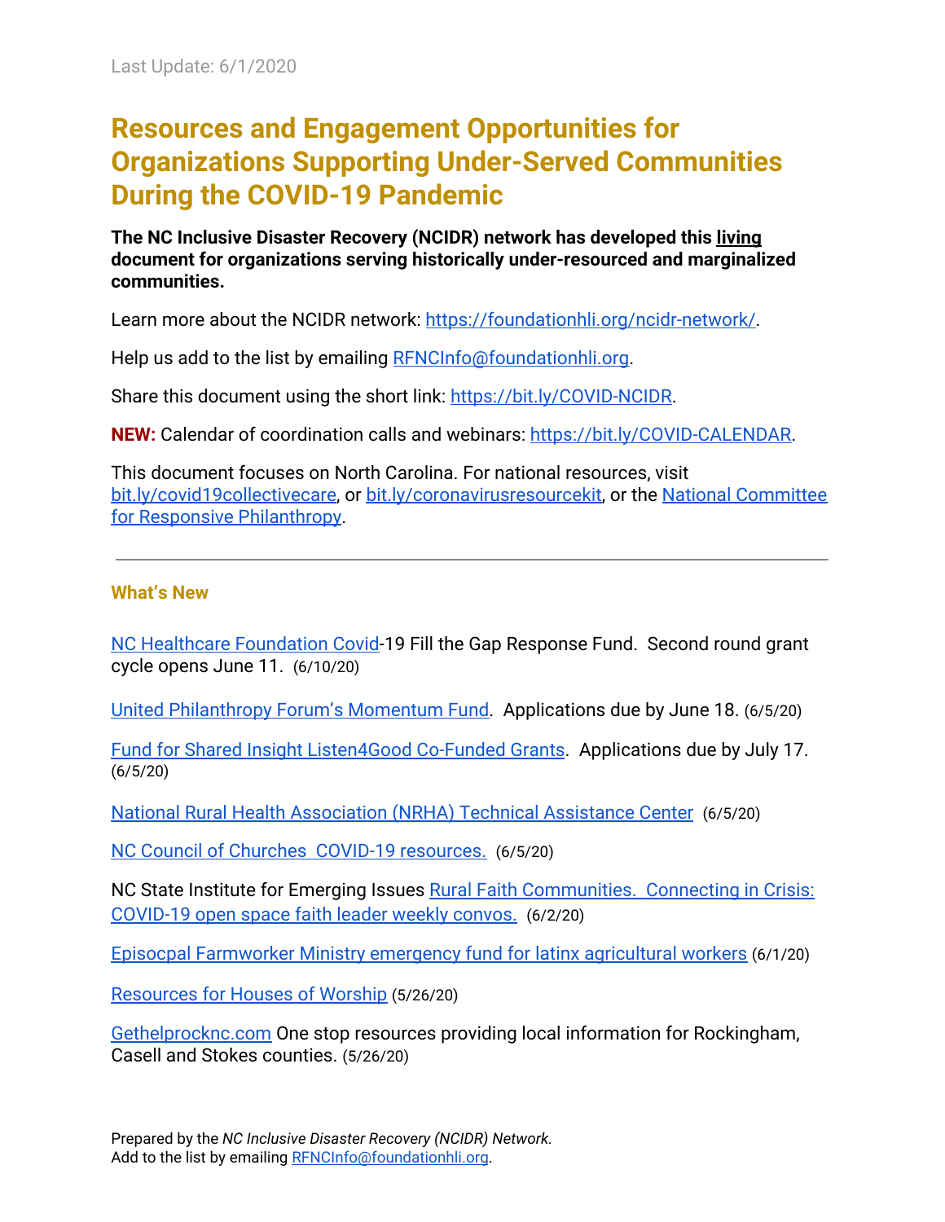Last Update: 6/1/2020

# Resources and Engagement Opportunities for Organizations Supporting Under-Served Communities During the COVID-19 Pandemic

**The NC Inclusive Disaster Recovery (NCIDR) network has developed this living document for organizations serving historically under-resourced and marginalized communities.**

Learn more about the NCIDR network: https://foundationhli.org/ncidr-network/.

Help us add to the list by emailing RFNCInfo@foundationhli.org.

Share this document using the short link: https://bit.ly/COVID-NCIDR.

**NEW:** Calendar of coordination calls and webinars: https://bit.ly/COVID-CALENDAR.

This document focuses on North Carolina. For national resources, visit bit.ly/covid19collectivecare, or bit.ly/coronavirusresourcekit, or the National Committee for Responsive Philanthropy.

---

### What's New

NC Healthcare Foundation Covid-19 Fill the Gap Response Fund. Second round grant cycle opens June 11. (6/10/20)

United Philanthropy Forum's Momentum Fund. Applications due by June 18. (6/5/20)

Fund for Shared Insight Listen4Good Co-Funded Grants. Applications due by July 17. (6/5/20)

National Rural Health Association (NRHA) Technical Assistance Center (6/5/20)

NC Council of Churches COVID-19 resources. (6/5/20)

NC State Institute for Emerging Issues Rural Faith Communities. Connecting in Crisis: COVID-19 open space faith leader weekly convos. (6/2/20)

Episocpal Farmworker Ministry emergency fund for latinx agricultural workers (6/1/20)

Resources for Houses of Worship (5/26/20)

Gethelprocknc.com One stop resources providing local information for Rockingham, Casell and Stokes counties. (5/26/20)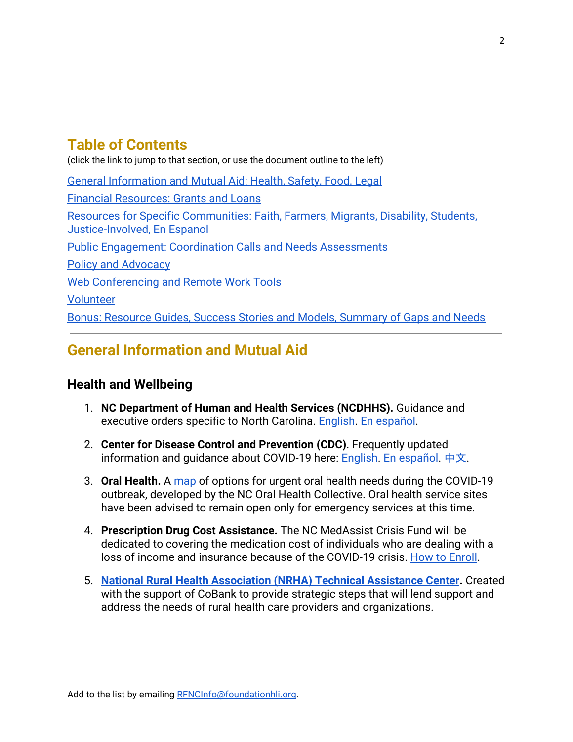## Table of Contents

(click the link to jump to that section, or use the document outline to the left)

General Information and Mutual Aid: Health, Safety, Food, Legal

Financial Resources: Grants and Loans

Resources for Specific Communities: Faith, Farmers, Migrants, Disability, Students, Justice-Involved, En Espanol

Public Engagement: Coordination Calls and Needs Assessments

Policy and Advocacy

Web Conferencing and Remote Work Tools

Volunteer

Bonus: Resource Guides, Success Stories and Models, Summary of Gaps and Needs

---

## General Information and Mutual Aid

### Health and Wellbeing

1. **NC Department of Human and Health Services (NCDHHS).** Guidance and executive orders specific to North Carolina. English. En español.

2. **Center for Disease Control and Prevention (CDC)**. Frequently updated information and guidance about COVID-19 here: English. En español. 中文.

3. **Oral Health.** A map of options for urgent oral health needs during the COVID-19 outbreak, developed by the NC Oral Health Collective. Oral health service sites have been advised to remain open only for emergency services at this time.

4. **Prescription Drug Cost Assistance.** The NC MedAssist Crisis Fund will be dedicated to covering the medication cost of individuals who are dealing with a loss of income and insurance because of the COVID-19 crisis. How to Enroll.

5. **National Rural Health Association (NRHA) Technical Assistance Center.** Created with the support of CoBank to provide strategic steps that will lend support and address the needs of rural health care providers and organizations.

Add to the list by emailing RFNCInfo@foundationhli.org.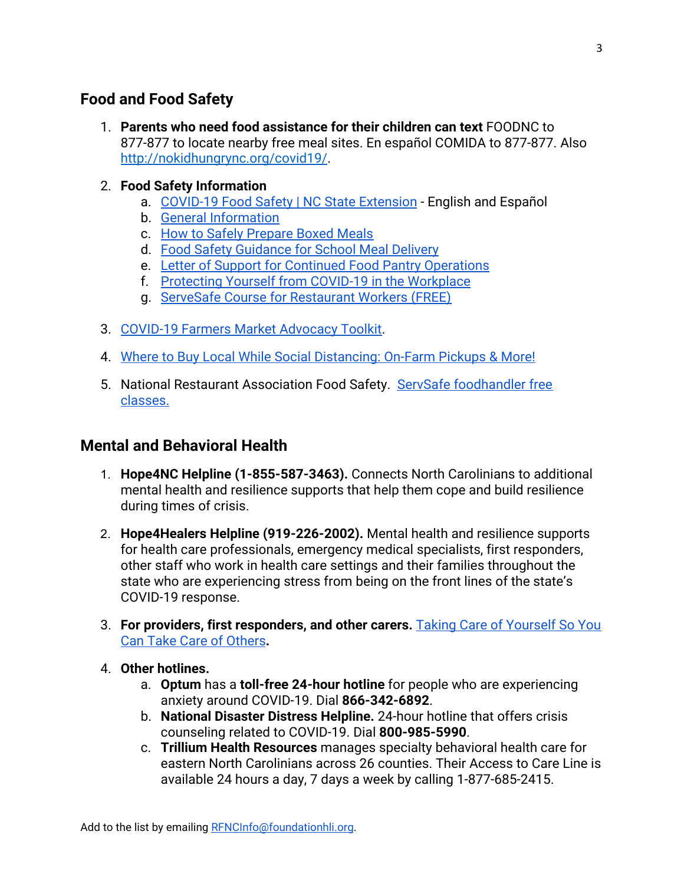## Food and Food Safety

1. **Parents who need food assistance for their children can text** FOODNC to 877-877 to locate nearby free meal sites. En español COMIDA to 877-877. Also http://nokidhungrync.org/covid19/.

2. **Food Safety Information**
   a. COVID-19 Food Safety | NC State Extension - English and Español
   b. General Information
   c. How to Safely Prepare Boxed Meals
   d. Food Safety Guidance for School Meal Delivery
   e. Letter of Support for Continued Food Pantry Operations
   f. Protecting Yourself from COVID-19 in the Workplace
   g. ServeSafe Course for Restaurant Workers (FREE)

3. COVID-19 Farmers Market Advocacy Toolkit.

4. Where to Buy Local While Social Distancing: On-Farm Pickups & More!

5. National Restaurant Association Food Safety. ServSafe foodhandler free classes.

## Mental and Behavioral Health

1. **Hope4NC Helpline (1-855-587-3463).** Connects North Carolinians to additional mental health and resilience supports that help them cope and build resilience during times of crisis.

2. **Hope4Healers Helpline (919-226-2002).** Mental health and resilience supports for health care professionals, emergency medical specialists, first responders, other staff who work in health care settings and their families throughout the state who are experiencing stress from being on the front lines of the state's COVID-19 response.

3. **For providers, first responders, and other carers.** Taking Care of Yourself So You Can Take Care of Others**.**

4. **Other hotlines.**
   a. **Optum** has a **toll-free 24-hour hotline** for people who are experiencing anxiety around COVID-19. Dial **866-342-6892**.
   b. **National Disaster Distress Helpline.** 24-hour hotline that offers crisis counseling related to COVID-19. Dial **800-985-5990**.
   c. **Trillium Health Resources** manages specialty behavioral health care for eastern North Carolinians across 26 counties. Their Access to Care Line is available 24 hours a day, 7 days a week by calling 1-877-685-2415.

Add to the list by emailing RFNCInfo@foundationhli.org.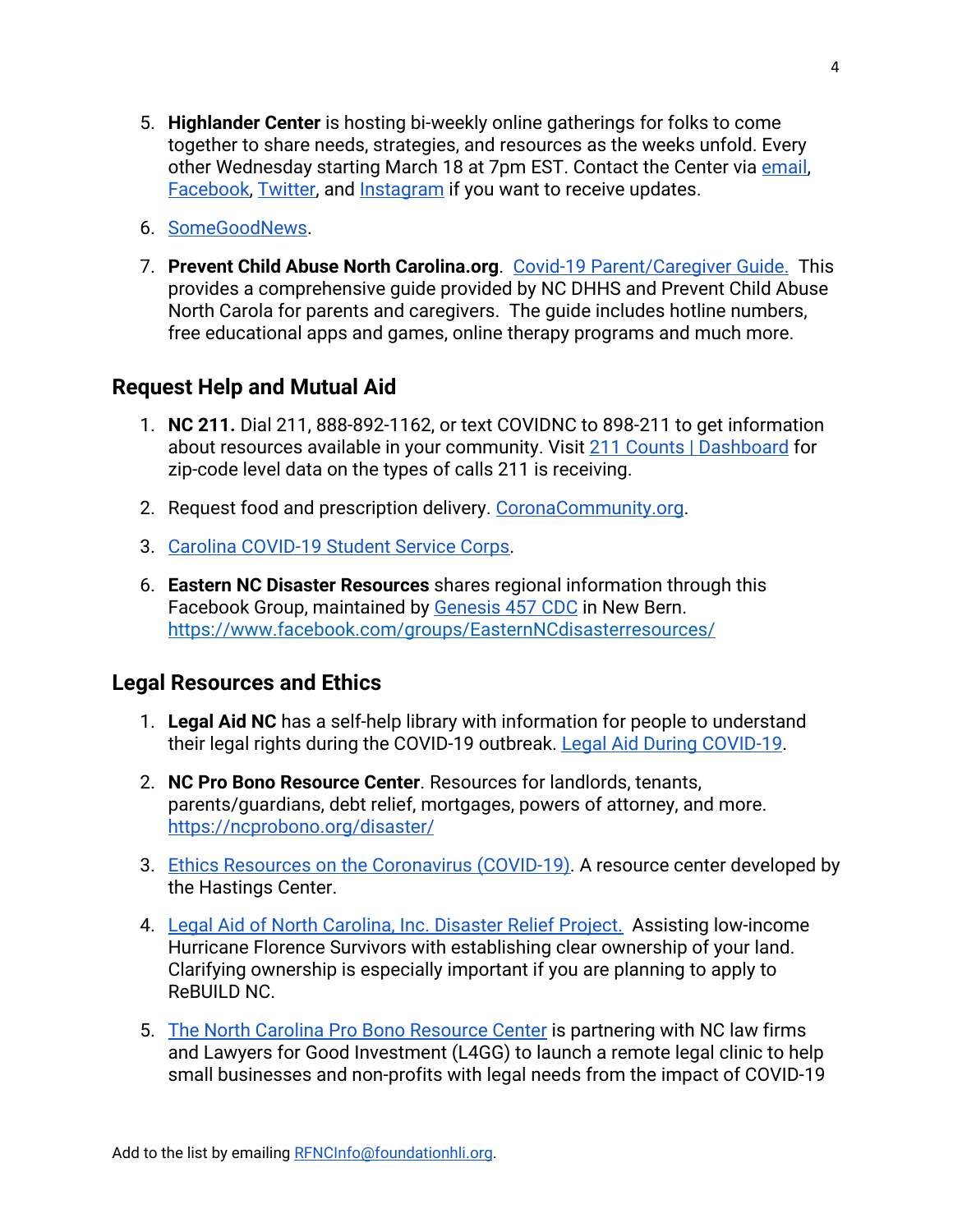5. **Highlander Center** is hosting bi-weekly online gatherings for folks to come together to share needs, strategies, and resources as the weeks unfold. Every other Wednesday starting March 18 at 7pm EST. Contact the Center via email, Facebook, Twitter, and Instagram if you want to receive updates.

6. SomeGoodNews.

7. **Prevent Child Abuse North Carolina.org**. Covid-19 Parent/Caregiver Guide. This provides a comprehensive guide provided by NC DHHS and Prevent Child Abuse North Carola for parents and caregivers. The guide includes hotline numbers, free educational apps and games, online therapy programs and much more.

## Request Help and Mutual Aid

1. **NC 211.** Dial 211, 888-892-1162, or text COVIDNC to 898-211 to get information about resources available in your community. Visit 211 Counts | Dashboard for zip-code level data on the types of calls 211 is receiving.

2. Request food and prescription delivery. CoronaCommunity.org.

3. Carolina COVID-19 Student Service Corps.

6. **Eastern NC Disaster Resources** shares regional information through this Facebook Group, maintained by Genesis 457 CDC in New Bern. https://www.facebook.com/groups/EasternNCdisasterresources/

## Legal Resources and Ethics

1. **Legal Aid NC** has a self-help library with information for people to understand their legal rights during the COVID-19 outbreak. Legal Aid During COVID-19.

2. **NC Pro Bono Resource Center**. Resources for landlords, tenants, parents/guardians, debt relief, mortgages, powers of attorney, and more. https://ncprobono.org/disaster/

3. Ethics Resources on the Coronavirus (COVID-19). A resource center developed by the Hastings Center.

4. Legal Aid of North Carolina, Inc. Disaster Relief Project. Assisting low-income Hurricane Florence Survivors with establishing clear ownership of your land. Clarifying ownership is especially important if you are planning to apply to ReBUILD NC.

5. The North Carolina Pro Bono Resource Center is partnering with NC law firms and Lawyers for Good Investment (L4GG) to launch a remote legal clinic to help small businesses and non-profits with legal needs from the impact of COVID-19

Add to the list by emailing RFNCInfo@foundationhli.org.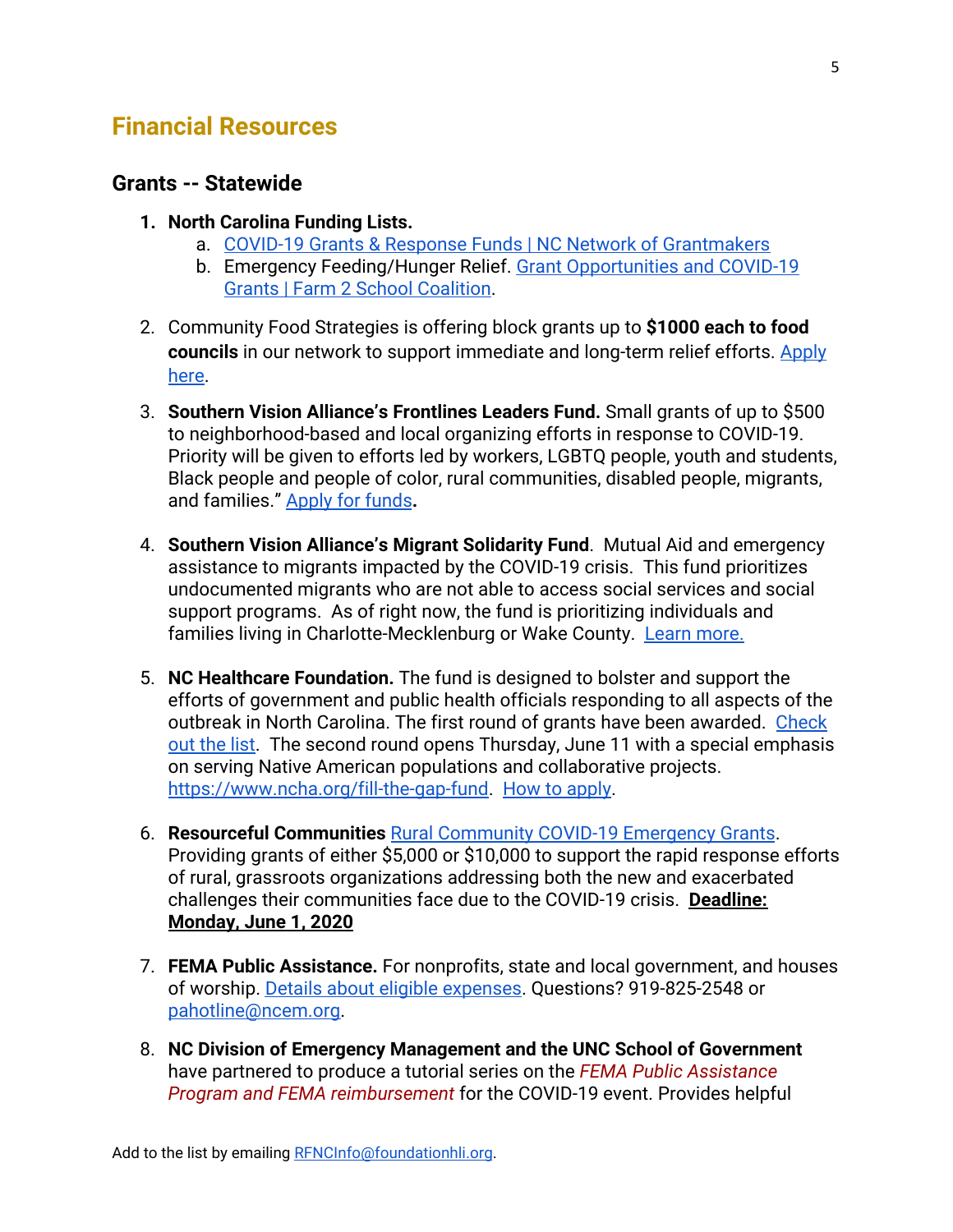## Financial Resources

### Grants -- Statewide

1. **North Carolina Funding Lists.**
   a. COVID-19 Grants & Response Funds | NC Network of Grantmakers
   b. Emergency Feeding/Hunger Relief. Grant Opportunities and COVID-19 Grants | Farm 2 School Coalition.

2. Community Food Strategies is offering block grants up to **$1000 each to food councils** in our network to support immediate and long-term relief efforts. Apply here.

3. **Southern Vision Alliance's Frontlines Leaders Fund.** Small grants of up to $500 to neighborhood-based and local organizing efforts in response to COVID-19. Priority will be given to efforts led by workers, LGBTQ people, youth and students, Black people and people of color, rural communities, disabled people, migrants, and families." Apply for funds**.**

4. **Southern Vision Alliance's Migrant Solidarity Fund**. Mutual Aid and emergency assistance to migrants impacted by the COVID-19 crisis. This fund prioritizes undocumented migrants who are not able to access social services and social support programs. As of right now, the fund is prioritizing individuals and families living in Charlotte-Mecklenburg or Wake County. Learn more.

5. **NC Healthcare Foundation.** The fund is designed to bolster and support the efforts of government and public health officials responding to all aspects of the outbreak in North Carolina. The first round of grants have been awarded. Check out the list. The second round opens Thursday, June 11 with a special emphasis on serving Native American populations and collaborative projects. https://www.ncha.org/fill-the-gap-fund. How to apply.

6. **Resourceful Communities** Rural Community COVID-19 Emergency Grants. Providing grants of either $5,000 or $10,000 to support the rapid response efforts of rural, grassroots organizations addressing both the new and exacerbated challenges their communities face due to the COVID-19 crisis. **Deadline: Monday, June 1, 2020**

7. **FEMA Public Assistance.** For nonprofits, state and local government, and houses of worship. Details about eligible expenses. Questions? 919-825-2548 or pahotline@ncem.org.

8. **NC Division of Emergency Management and the UNC School of Government** have partnered to produce a tutorial series on the *FEMA Public Assistance Program and FEMA reimbursement* for the COVID-19 event. Provides helpful

Add to the list by emailing RFNCInfo@foundationhli.org.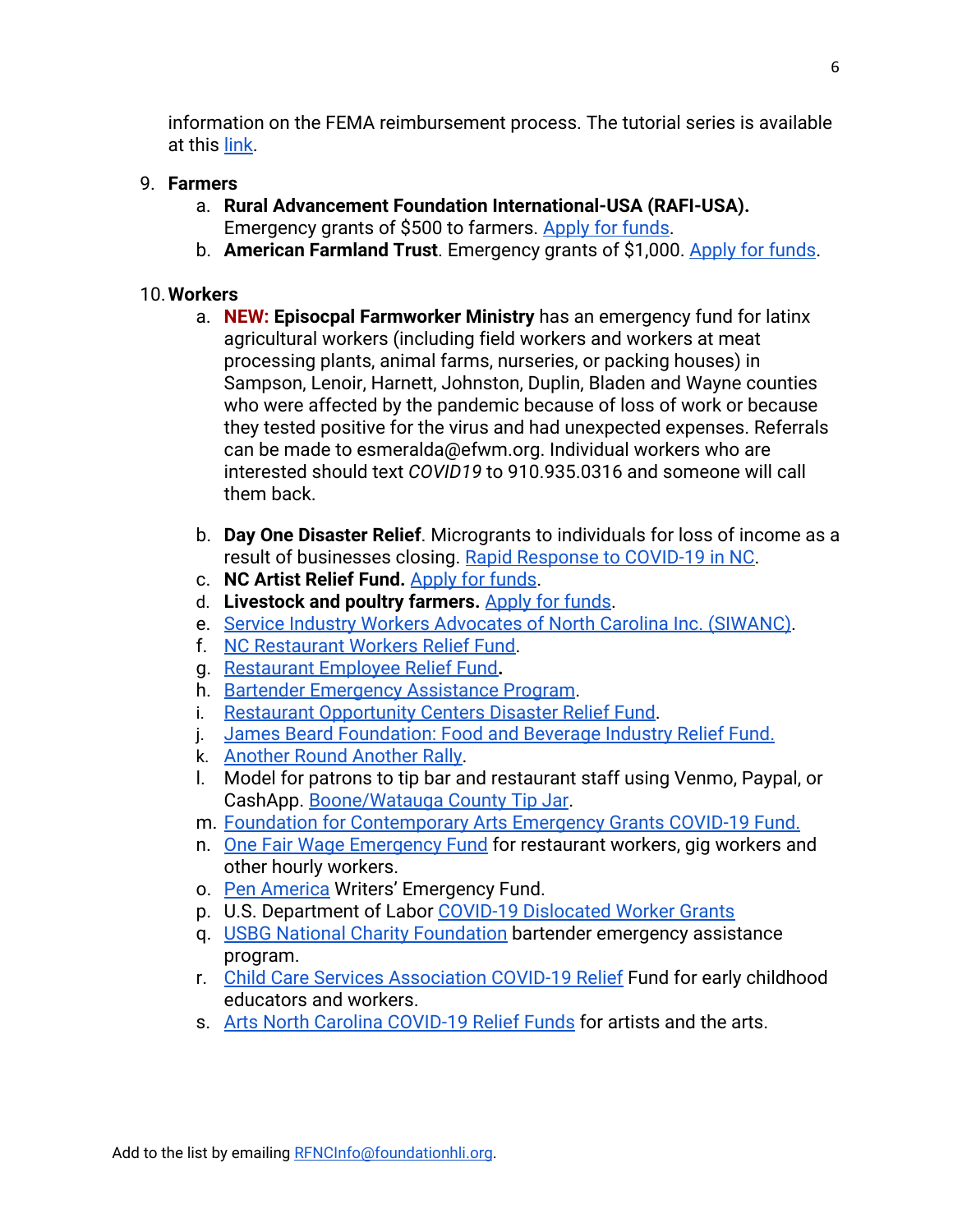information on the FEMA reimbursement process. The tutorial series is available at this link.

9. **Farmers**
   a. **Rural Advancement Foundation International-USA (RAFI-USA).** Emergency grants of $500 to farmers. Apply for funds.
   b. **American Farmland Trust**. Emergency grants of $1,000. Apply for funds.

10. **Workers**
    a. **NEW: Episocpal Farmworker Ministry** has an emergency fund for latinx agricultural workers (including field workers and workers at meat processing plants, animal farms, nurseries, or packing houses) in Sampson, Lenoir, Harnett, Johnston, Duplin, Bladen and Wayne counties who were affected by the pandemic because of loss of work or because they tested positive for the virus and had unexpected expenses. Referrals can be made to esmeralda@efwm.org. Individual workers who are interested should text *COVID19* to 910.935.0316 and someone will call them back.

    b. **Day One Disaster Relief**. Microgrants to individuals for loss of income as a result of businesses closing. Rapid Response to COVID-19 in NC.
    c. **NC Artist Relief Fund.** Apply for funds.
    d. **Livestock and poultry farmers.** Apply for funds.
    e. Service Industry Workers Advocates of North Carolina Inc. (SIWANC).
    f. NC Restaurant Workers Relief Fund.
    g. Restaurant Employee Relief Fund.
    h. Bartender Emergency Assistance Program.
    i. Restaurant Opportunity Centers Disaster Relief Fund.
    j. James Beard Foundation: Food and Beverage Industry Relief Fund.
    k. Another Round Another Rally.
    l. Model for patrons to tip bar and restaurant staff using Venmo, Paypal, or CashApp. Boone/Watauga County Tip Jar.
    m. Foundation for Contemporary Arts Emergency Grants COVID-19 Fund.
    n. One Fair Wage Emergency Fund for restaurant workers, gig workers and other hourly workers.
    o. Pen America Writers' Emergency Fund.
    p. U.S. Department of Labor COVID-19 Dislocated Worker Grants
    q. USBG National Charity Foundation bartender emergency assistance program.
    r. Child Care Services Association COVID-19 Relief Fund for early childhood educators and workers.
    s. Arts North Carolina COVID-19 Relief Funds for artists and the arts.

Add to the list by emailing RFNCInfo@foundationhli.org.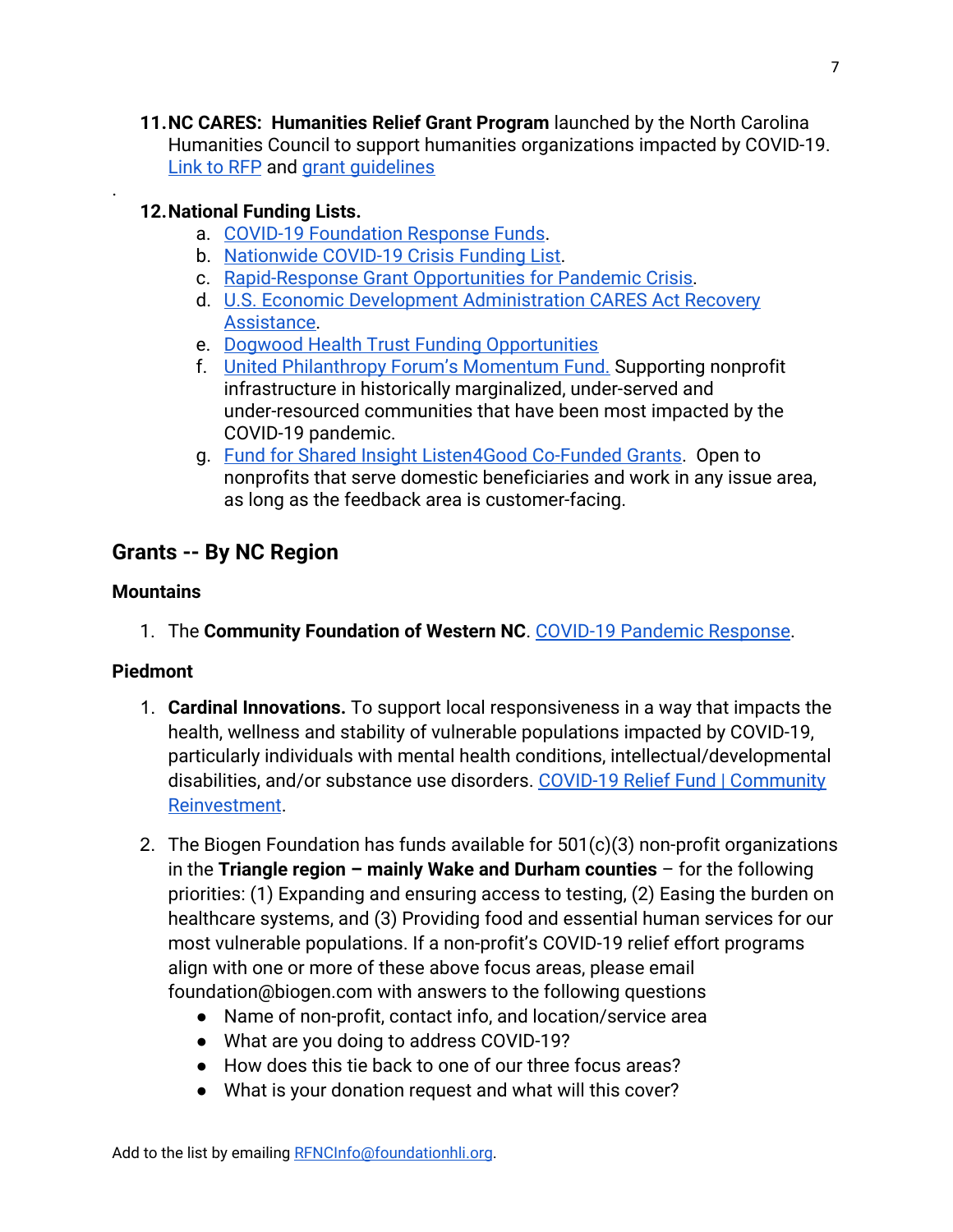11. **NC CARES: Humanities Relief Grant Program** launched by the North Carolina Humanities Council to support humanities organizations impacted by COVID-19. Link to RFP and grant guidelines

.

12. **National Funding Lists.**
    a. COVID-19 Foundation Response Funds.
    b. Nationwide COVID-19 Crisis Funding List.
    c. Rapid-Response Grant Opportunities for Pandemic Crisis.
    d. U.S. Economic Development Administration CARES Act Recovery Assistance.
    e. Dogwood Health Trust Funding Opportunities
    f. United Philanthropy Forum's Momentum Fund. Supporting nonprofit infrastructure in historically marginalized, under-served and under-resourced communities that have been most impacted by the COVID-19 pandemic.
    g. Fund for Shared Insight Listen4Good Co-Funded Grants. Open to nonprofits that serve domestic beneficiaries and work in any issue area, as long as the feedback area is customer-facing.

## Grants -- By NC Region

### Mountains

1. The **Community Foundation of Western NC**. COVID-19 Pandemic Response.

### Piedmont

1. **Cardinal Innovations.** To support local responsiveness in a way that impacts the health, wellness and stability of vulnerable populations impacted by COVID-19, particularly individuals with mental health conditions, intellectual/developmental disabilities, and/or substance use disorders. COVID-19 Relief Fund | Community Reinvestment.

2. The Biogen Foundation has funds available for 501(c)(3) non-profit organizations in the **Triangle region – mainly Wake and Durham counties** – for the following priorities: (1) Expanding and ensuring access to testing, (2) Easing the burden on healthcare systems, and (3) Providing food and essential human services for our most vulnerable populations. If a non-profit's COVID-19 relief effort programs align with one or more of these above focus areas, please email foundation@biogen.com with answers to the following questions
   - Name of non-profit, contact info, and location/service area
   - What are you doing to address COVID-19?
   - How does this tie back to one of our three focus areas?
   - What is your donation request and what will this cover?

Add to the list by emailing RFNCInfo@foundationhli.org.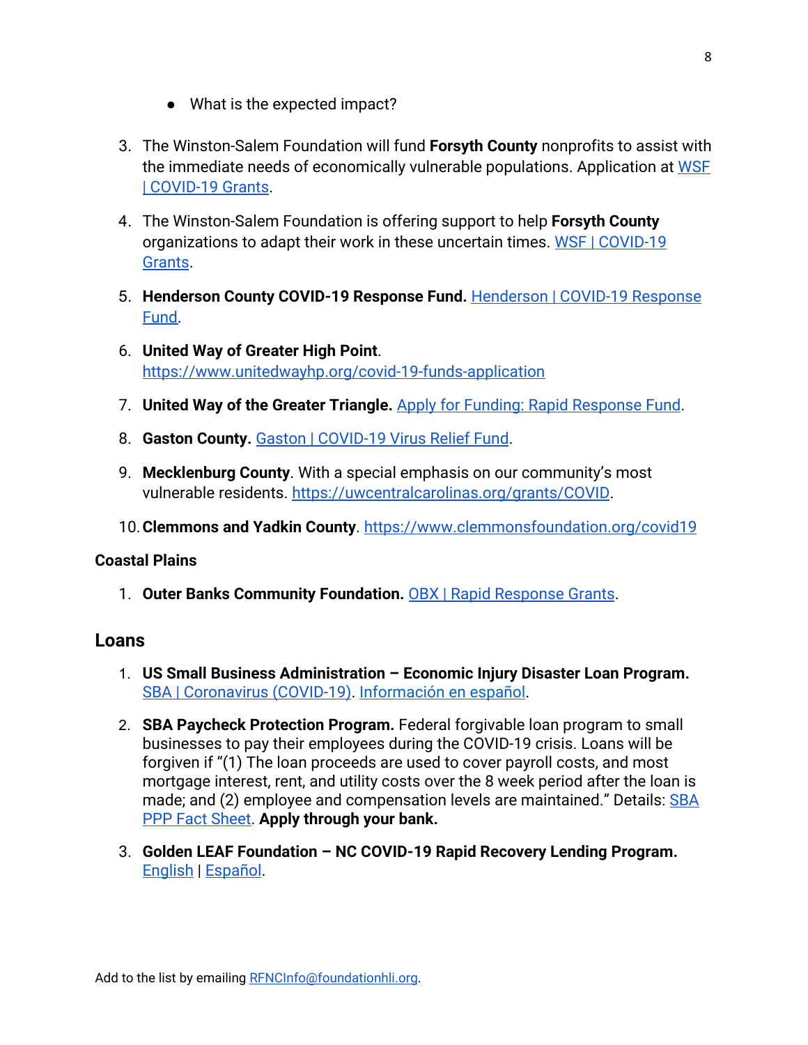- What is the expected impact?

3. The Winston-Salem Foundation will fund **Forsyth County** nonprofits to assist with the immediate needs of economically vulnerable populations. Application at WSF | COVID-19 Grants.

4. The Winston-Salem Foundation is offering support to help **Forsyth County** organizations to adapt their work in these uncertain times. WSF | COVID-19 Grants.

5. **Henderson County COVID-19 Response Fund.** Henderson | COVID-19 Response Fund.

6. **United Way of Greater High Point**. https://www.unitedwayhp.org/covid-19-funds-application

7. **United Way of the Greater Triangle.** Apply for Funding: Rapid Response Fund.

8. **Gaston County.** Gaston | COVID-19 Virus Relief Fund.

9. **Mecklenburg County**. With a special emphasis on our community's most vulnerable residents. https://uwcentralcarolinas.org/grants/COVID.

10. **Clemmons and Yadkin County**. https://www.clemmonsfoundation.org/covid19

**Coastal Plains**

1. **Outer Banks Community Foundation.** OBX | Rapid Response Grants.

## Loans

1. **US Small Business Administration – Economic Injury Disaster Loan Program.** SBA | Coronavirus (COVID-19). Información en español.

2. **SBA Paycheck Protection Program.** Federal forgivable loan program to small businesses to pay their employees during the COVID-19 crisis. Loans will be forgiven if "(1) The loan proceeds are used to cover payroll costs, and most mortgage interest, rent, and utility costs over the 8 week period after the loan is made; and (2) employee and compensation levels are maintained." Details: SBA PPP Fact Sheet. **Apply through your bank.**

3. **Golden LEAF Foundation – NC COVID-19 Rapid Recovery Lending Program.** English | Español.

Add to the list by emailing RFNCInfo@foundationhli.org.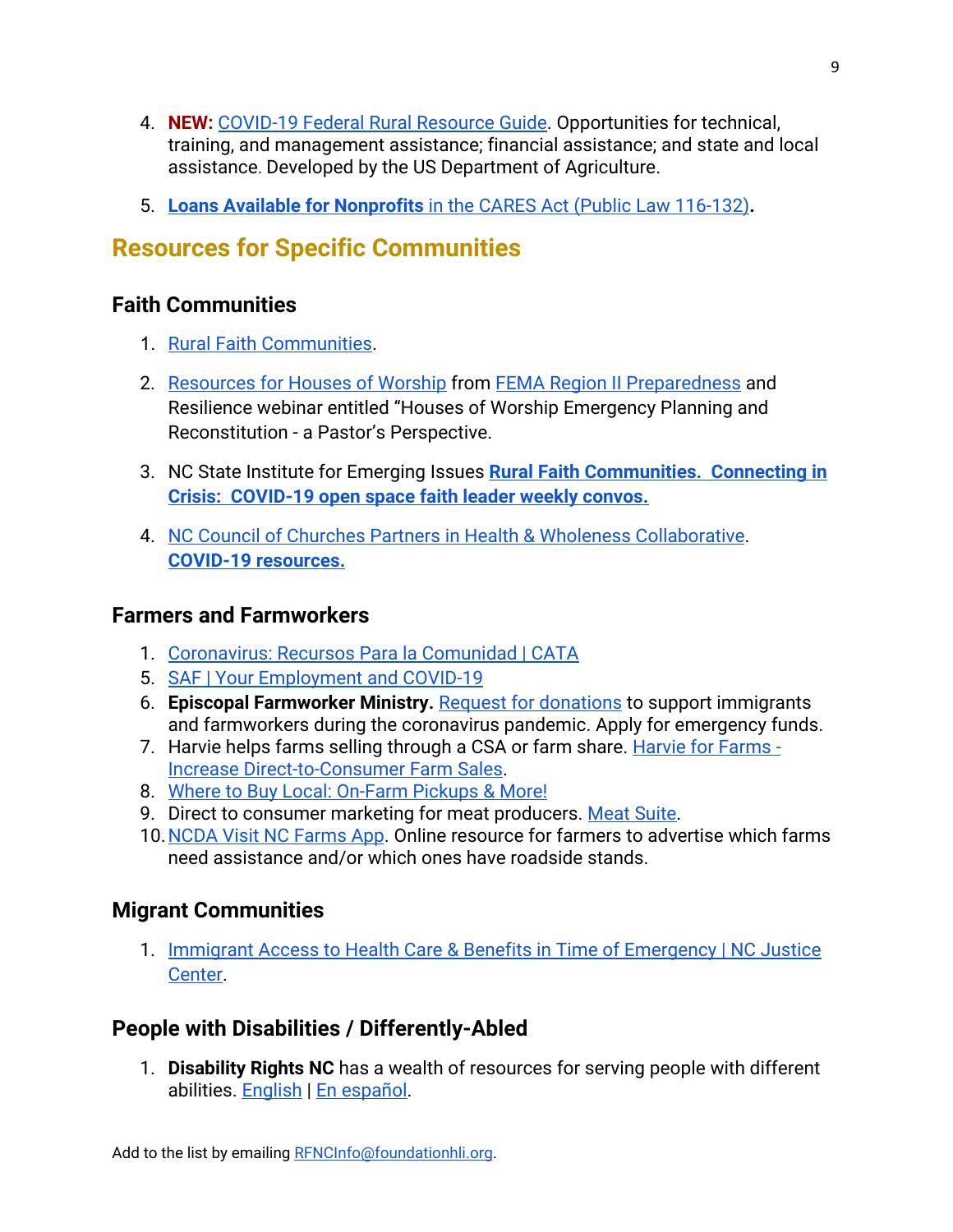4. **NEW:** COVID-19 Federal Rural Resource Guide. Opportunities for technical, training, and management assistance; financial assistance; and state and local assistance. Developed by the US Department of Agriculture.

5. **Loans Available for Nonprofits** in the CARES Act (Public Law 116-132)**.**

## Resources for Specific Communities

### Faith Communities

1. Rural Faith Communities.

2. Resources for Houses of Worship from FEMA Region II Preparedness and Resilience webinar entitled "Houses of Worship Emergency Planning and Reconstitution - a Pastor's Perspective.

3. NC State Institute for Emerging Issues **Rural Faith Communities. Connecting in Crisis: COVID-19 open space faith leader weekly convos.**

4. NC Council of Churches Partners in Health & Wholeness Collaborative. **COVID-19 resources.**

### Farmers and Farmworkers

1. Coronavirus: Recursos Para la Comunidad | CATA
5. SAF | Your Employment and COVID-19
6. **Episcopal Farmworker Ministry.** Request for donations to support immigrants and farmworkers during the coronavirus pandemic. Apply for emergency funds.
7. Harvie helps farms selling through a CSA or farm share. Harvie for Farms - Increase Direct-to-Consumer Farm Sales.
8. Where to Buy Local: On-Farm Pickups & More!
9. Direct to consumer marketing for meat producers. Meat Suite.
10. NCDA Visit NC Farms App. Online resource for farmers to advertise which farms need assistance and/or which ones have roadside stands.

### Migrant Communities

1. Immigrant Access to Health Care & Benefits in Time of Emergency | NC Justice Center.

### People with Disabilities / Differently-Abled

1. **Disability Rights NC** has a wealth of resources for serving people with different abilities. English | En español.

Add to the list by emailing RFNCInfo@foundationhli.org.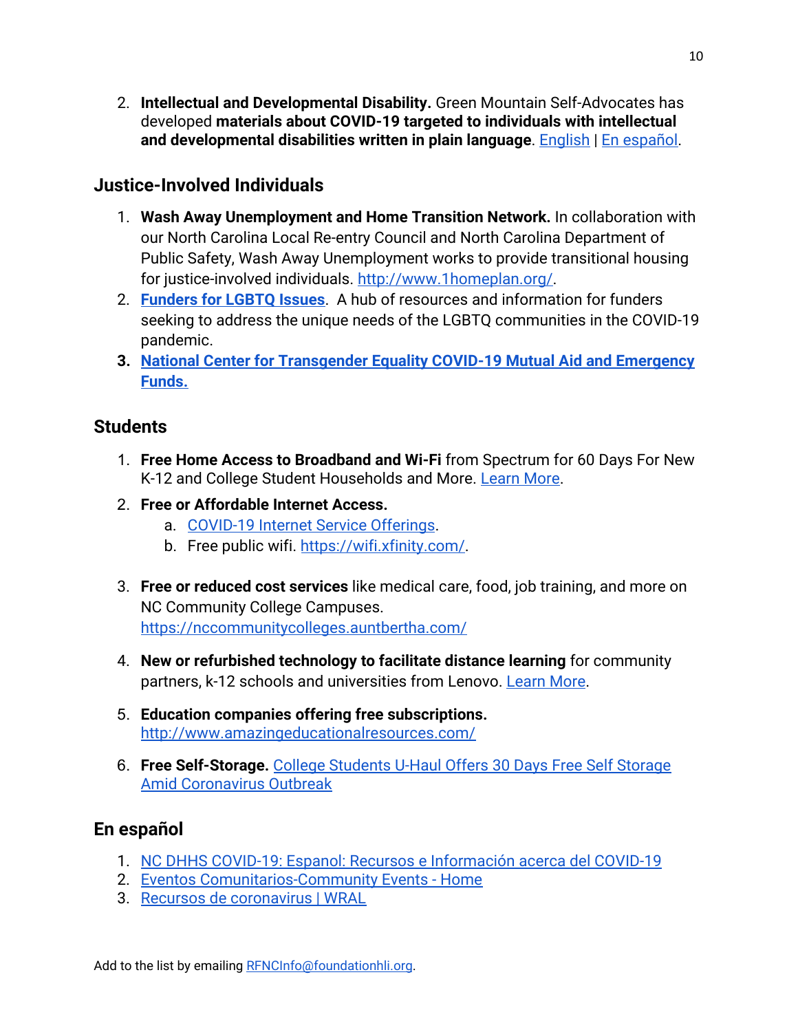2. **Intellectual and Developmental Disability.** Green Mountain Self-Advocates has developed **materials about COVID-19 targeted to individuals with intellectual and developmental disabilities written in plain language**. English | En español.

## Justice-Involved Individuals

1. **Wash Away Unemployment and Home Transition Network.** In collaboration with our North Carolina Local Re-entry Council and North Carolina Department of Public Safety, Wash Away Unemployment works to provide transitional housing for justice-involved individuals. http://www.1homeplan.org/.
2. **Funders for LGBTQ Issues**. A hub of resources and information for funders seeking to address the unique needs of the LGBTQ communities in the COVID-19 pandemic.
3. **National Center for Transgender Equality COVID-19 Mutual Aid and Emergency Funds.**

## Students

1. **Free Home Access to Broadband and Wi-Fi** from Spectrum for 60 Days For New K-12 and College Student Households and More. Learn More.
2. **Free or Affordable Internet Access.**
   a. COVID-19 Internet Service Offerings.
   b. Free public wifi. https://wifi.xfinity.com/.
3. **Free or reduced cost services** like medical care, food, job training, and more on NC Community College Campuses. https://nccommunitycolleges.auntbertha.com/
4. **New or refurbished technology to facilitate distance learning** for community partners, k-12 schools and universities from Lenovo. Learn More.
5. **Education companies offering free subscriptions.** http://www.amazingeducationalresources.com/
6. **Free Self-Storage.** College Students U-Haul Offers 30 Days Free Self Storage Amid Coronavirus Outbreak

## En español

1. NC DHHS COVID-19: Espanol: Recursos e Información acerca del COVID-19
2. Eventos Comunitarios-Community Events - Home
3. Recursos de coronavirus | WRAL

Add to the list by emailing RFNCInfo@foundationhli.org.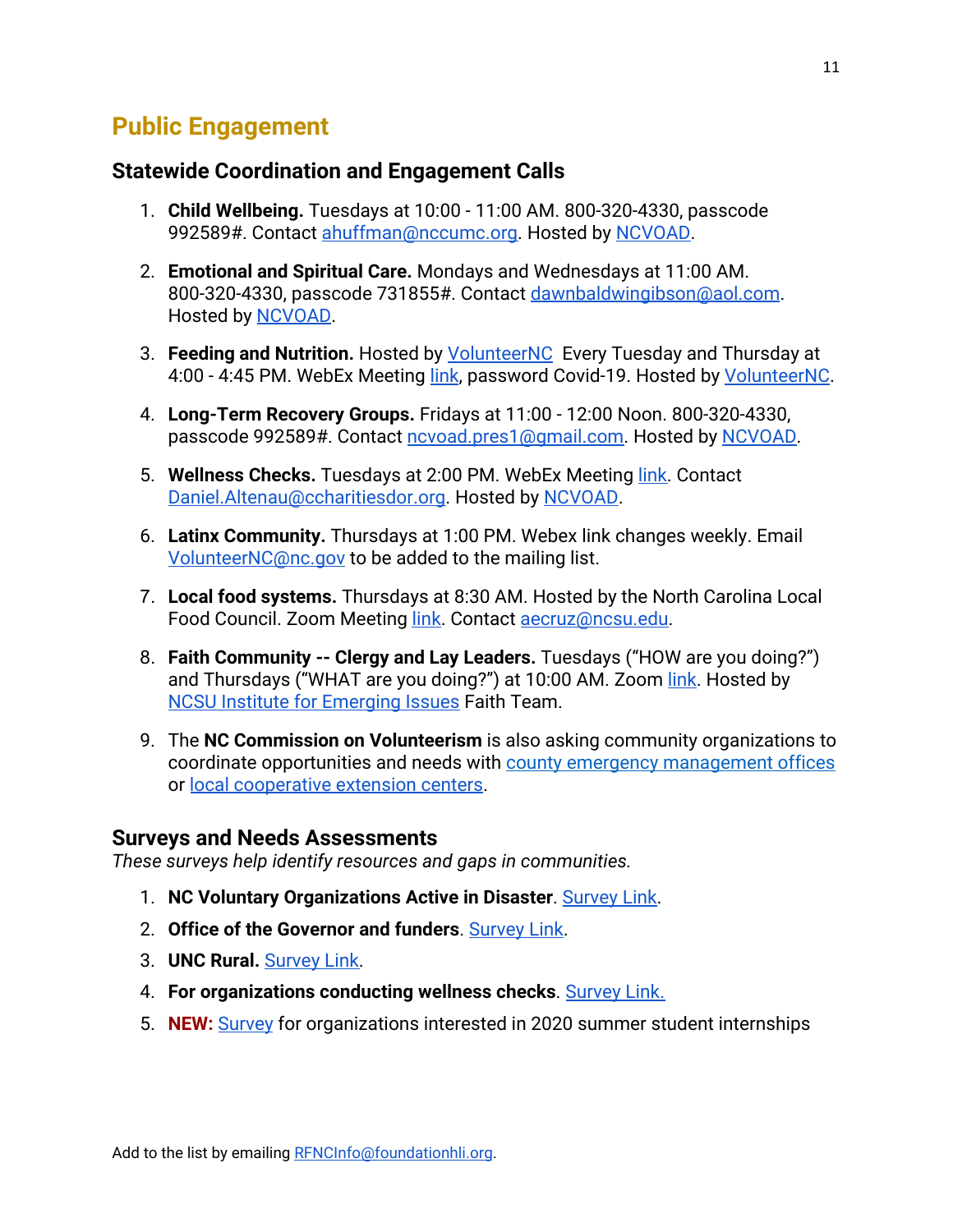## Public Engagement

### Statewide Coordination and Engagement Calls

1. **Child Wellbeing.** Tuesdays at 10:00 - 11:00 AM. 800-320-4330, passcode 992589#. Contact ahuffman@nccumc.org. Hosted by NCVOAD.

2. **Emotional and Spiritual Care.** Mondays and Wednesdays at 11:00 AM. 800-320-4330, passcode 731855#. Contact dawnbaldwingibson@aol.com. Hosted by NCVOAD.

3. **Feeding and Nutrition.** Hosted by VolunteerNC Every Tuesday and Thursday at 4:00 - 4:45 PM. WebEx Meeting link, password Covid-19. Hosted by VolunteerNC.

4. **Long-Term Recovery Groups.** Fridays at 11:00 - 12:00 Noon. 800-320-4330, passcode 992589#. Contact ncvoad.pres1@gmail.com. Hosted by NCVOAD.

5. **Wellness Checks.** Tuesdays at 2:00 PM. WebEx Meeting link. Contact Daniel.Altenau@ccharitiesdor.org. Hosted by NCVOAD.

6. **Latinx Community.** Thursdays at 1:00 PM. Webex link changes weekly. Email VolunteerNC@nc.gov to be added to the mailing list.

7. **Local food systems.** Thursdays at 8:30 AM. Hosted by the North Carolina Local Food Council. Zoom Meeting link. Contact aecruz@ncsu.edu.

8. **Faith Community -- Clergy and Lay Leaders.** Tuesdays ("HOW are you doing?") and Thursdays ("WHAT are you doing?") at 10:00 AM. Zoom link. Hosted by NCSU Institute for Emerging Issues Faith Team.

9. The **NC Commission on Volunteerism** is also asking community organizations to coordinate opportunities and needs with county emergency management offices or local cooperative extension centers.

### Surveys and Needs Assessments

*These surveys help identify resources and gaps in communities.*

1. **NC Voluntary Organizations Active in Disaster**. Survey Link.
2. **Office of the Governor and funders**. Survey Link.
3. **UNC Rural.** Survey Link.
4. **For organizations conducting wellness checks**. Survey Link.
5. **NEW:** Survey for organizations interested in 2020 summer student internships

Add to the list by emailing RFNCInfo@foundationhli.org.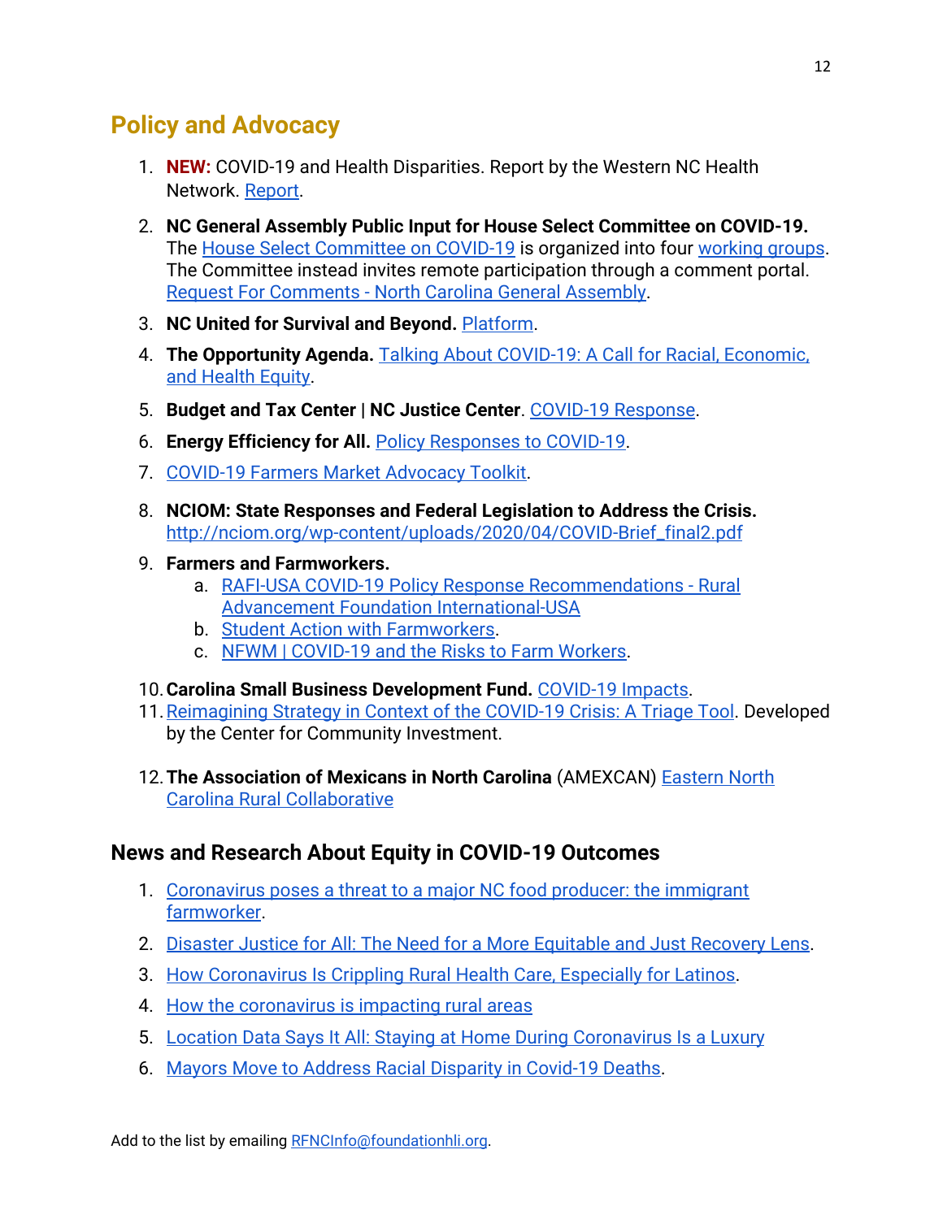## Policy and Advocacy

1. **NEW:** COVID-19 and Health Disparities. Report by the Western NC Health Network. Report.
2. **NC General Assembly Public Input for House Select Committee on COVID-19.** The House Select Committee on COVID-19 is organized into four working groups. The Committee instead invites remote participation through a comment portal. Request For Comments - North Carolina General Assembly.
3. **NC United for Survival and Beyond.** Platform.
4. **The Opportunity Agenda.** Talking About COVID-19: A Call for Racial, Economic, and Health Equity.
5. **Budget and Tax Center | NC Justice Center**. COVID-19 Response.
6. **Energy Efficiency for All.** Policy Responses to COVID-19.
7. COVID-19 Farmers Market Advocacy Toolkit.
8. **NCIOM: State Responses and Federal Legislation to Address the Crisis.** http://nciom.org/wp-content/uploads/2020/04/COVID-Brief_final2.pdf
9. **Farmers and Farmworkers.**
   a. RAFI-USA COVID-19 Policy Response Recommendations - Rural Advancement Foundation International-USA
   b. Student Action with Farmworkers.
   c. NFWM | COVID-19 and the Risks to Farm Workers.
10. **Carolina Small Business Development Fund.** COVID-19 Impacts.
11. Reimagining Strategy in Context of the COVID-19 Crisis: A Triage Tool. Developed by the Center for Community Investment.
12. **The Association of Mexicans in North Carolina** (AMEXCAN) Eastern North Carolina Rural Collaborative

## News and Research About Equity in COVID-19 Outcomes

1. Coronavirus poses a threat to a major NC food producer: the immigrant farmworker.
2. Disaster Justice for All: The Need for a More Equitable and Just Recovery Lens.
3. How Coronavirus Is Crippling Rural Health Care, Especially for Latinos.
4. How the coronavirus is impacting rural areas
5. Location Data Says It All: Staying at Home During Coronavirus Is a Luxury
6. Mayors Move to Address Racial Disparity in Covid-19 Deaths.

Add to the list by emailing RFNCInfo@foundationhli.org.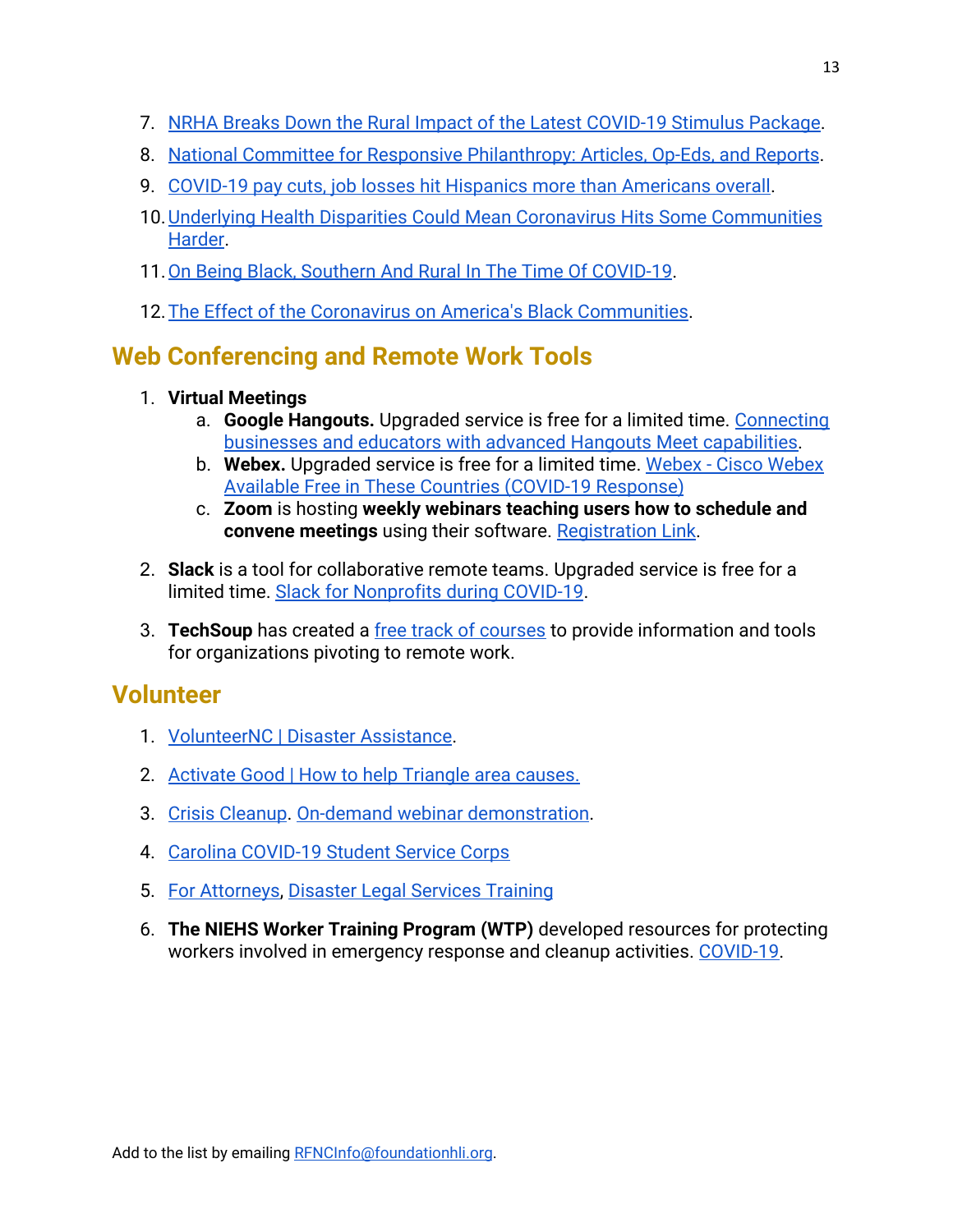7. NRHA Breaks Down the Rural Impact of the Latest COVID-19 Stimulus Package.
8. National Committee for Responsive Philanthropy: Articles, Op-Eds, and Reports.
9. COVID-19 pay cuts, job losses hit Hispanics more than Americans overall.
10. Underlying Health Disparities Could Mean Coronavirus Hits Some Communities Harder.
11. On Being Black, Southern And Rural In The Time Of COVID-19.
12. The Effect of the Coronavirus on America's Black Communities.

## Web Conferencing and Remote Work Tools

1. **Virtual Meetings**
   a. **Google Hangouts.** Upgraded service is free for a limited time. Connecting businesses and educators with advanced Hangouts Meet capabilities.
   b. **Webex.** Upgraded service is free for a limited time. Webex - Cisco Webex Available Free in These Countries (COVID-19 Response)
   c. **Zoom** is hosting **weekly webinars teaching users how to schedule and convene meetings** using their software. Registration Link.
2. **Slack** is a tool for collaborative remote teams. Upgraded service is free for a limited time. Slack for Nonprofits during COVID-19.
3. **TechSoup** has created a free track of courses to provide information and tools for organizations pivoting to remote work.

## Volunteer

1. VolunteerNC | Disaster Assistance.
2. Activate Good | How to help Triangle area causes.
3. Crisis Cleanup. On-demand webinar demonstration.
4. Carolina COVID-19 Student Service Corps
5. For Attorneys, Disaster Legal Services Training
6. **The NIEHS Worker Training Program (WTP)** developed resources for protecting workers involved in emergency response and cleanup activities. COVID-19.

Add to the list by emailing RFNCInfo@foundationhli.org.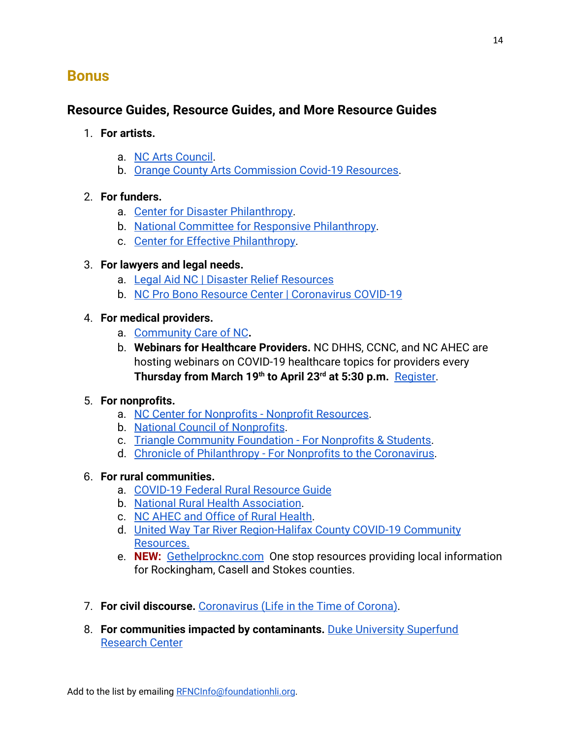## Bonus

### Resource Guides, Resource Guides, and More Resource Guides

1. **For artists.**
   a. NC Arts Council.
   b. Orange County Arts Commission Covid-19 Resources.

2. **For funders.**
   a. Center for Disaster Philanthropy.
   b. National Committee for Responsive Philanthropy.
   c. Center for Effective Philanthropy.

3. **For lawyers and legal needs.**
   a. Legal Aid NC | Disaster Relief Resources
   b. NC Pro Bono Resource Center | Coronavirus COVID-19

4. **For medical providers.**
   a. Community Care of NC**.**
   b. **Webinars for Healthcare Providers.** NC DHHS, CCNC, and NC AHEC are hosting webinars on COVID-19 healthcare topics for providers every **Thursday from March 19th to April 23rd at 5:30 p.m.** Register.

5. **For nonprofits.**
   a. NC Center for Nonprofits - Nonprofit Resources.
   b. National Council of Nonprofits.
   c. Triangle Community Foundation - For Nonprofits & Students.
   d. Chronicle of Philanthropy - For Nonprofits to the Coronavirus.

6. **For rural communities.**
   a. COVID-19 Federal Rural Resource Guide
   b. National Rural Health Association.
   c. NC AHEC and Office of Rural Health.
   d. United Way Tar River Region-Halifax County COVID-19 Community Resources.
   e. **NEW:** Gethelprocknc.com One stop resources providing local information for Rockingham, Casell and Stokes counties.

7. **For civil discourse.** Coronavirus (Life in the Time of Corona).

8. **For communities impacted by contaminants.** Duke University Superfund Research Center

Add to the list by emailing RFNCInfo@foundationhli.org.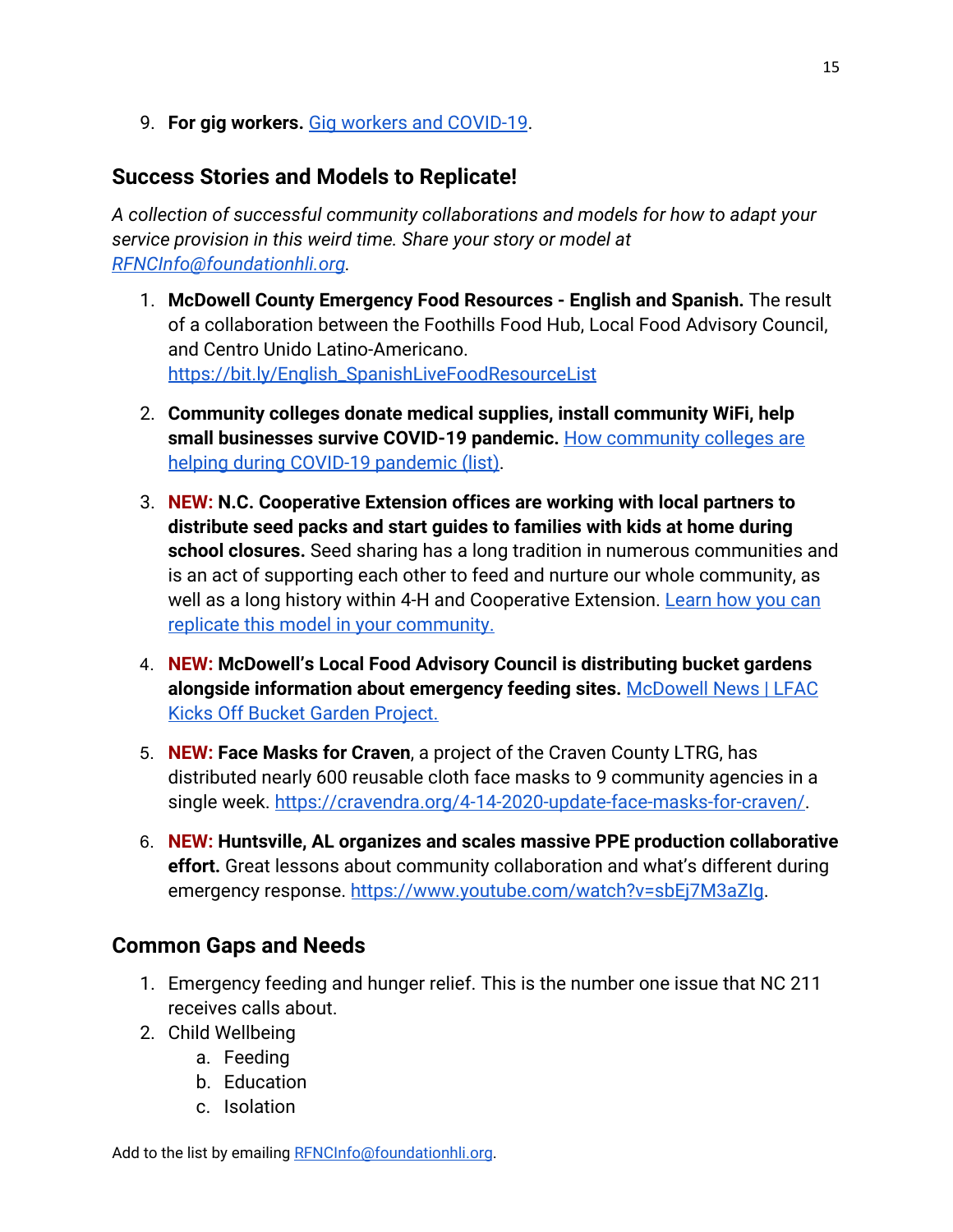9. **For gig workers.** [Gig workers and COVID-19](#).

## Success Stories and Models to Replicate!

*A collection of successful community collaborations and models for how to adapt your service provision in this weird time. Share your story or model at RFNCInfo@foundationhli.org.*

1. **McDowell County Emergency Food Resources - English and Spanish.** The result of a collaboration between the Foothills Food Hub, Local Food Advisory Council, and Centro Unido Latino-Americano. https://bit.ly/English_SpanishLiveFoodResourceList

2. **Community colleges donate medical supplies, install community WiFi, help small businesses survive COVID-19 pandemic.** How community colleges are helping during COVID-19 pandemic (list).

3. **NEW: N.C. Cooperative Extension offices are working with local partners to distribute seed packs and start guides to families with kids at home during school closures.** Seed sharing has a long tradition in numerous communities and is an act of supporting each other to feed and nurture our whole community, as well as a long history within 4-H and Cooperative Extension. Learn how you can replicate this model in your community.

4. **NEW: McDowell's Local Food Advisory Council is distributing bucket gardens alongside information about emergency feeding sites.** McDowell News | LFAC Kicks Off Bucket Garden Project.

5. **NEW: Face Masks for Craven**, a project of the Craven County LTRG, has distributed nearly 600 reusable cloth face masks to 9 community agencies in a single week. https://cravendra.org/4-14-2020-update-face-masks-for-craven/.

6. **NEW: Huntsville, AL organizes and scales massive PPE production collaborative effort.** Great lessons about community collaboration and what's different during emergency response. https://www.youtube.com/watch?v=sbEj7M3aZIg.

## Common Gaps and Needs

1. Emergency feeding and hunger relief. This is the number one issue that NC 211 receives calls about.
2. Child Wellbeing
   a. Feeding
   b. Education
   c. Isolation

Add to the list by emailing RFNCInfo@foundationhli.org.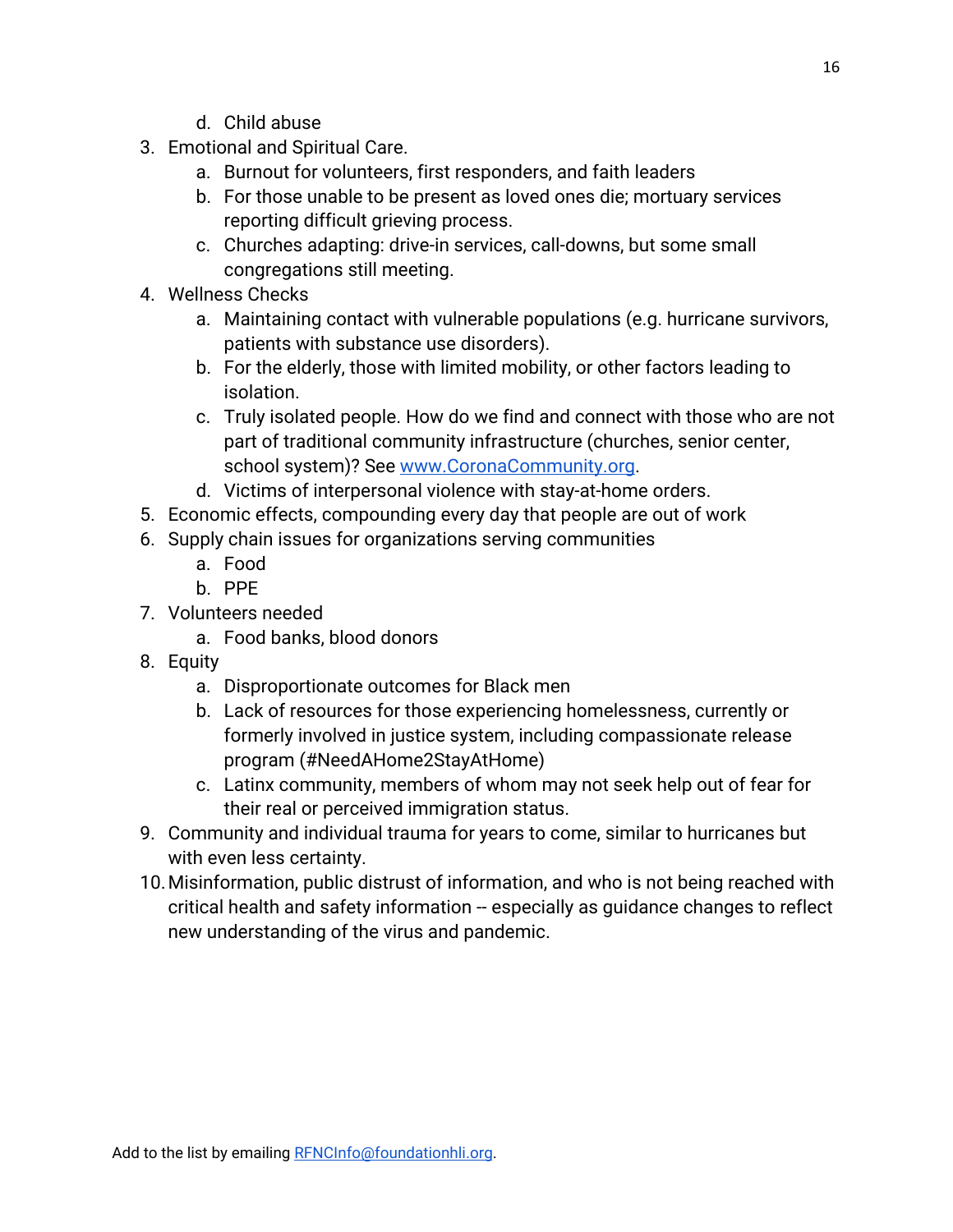d. Child abuse
3. Emotional and Spiritual Care.
   a. Burnout for volunteers, first responders, and faith leaders
   b. For those unable to be present as loved ones die; mortuary services reporting difficult grieving process.
   c. Churches adapting: drive-in services, call-downs, but some small congregations still meeting.
4. Wellness Checks
   a. Maintaining contact with vulnerable populations (e.g. hurricane survivors, patients with substance use disorders).
   b. For the elderly, those with limited mobility, or other factors leading to isolation.
   c. Truly isolated people. How do we find and connect with those who are not part of traditional community infrastructure (churches, senior center, school system)? See [www.CoronaCommunity.org](http://www.CoronaCommunity.org).
   d. Victims of interpersonal violence with stay-at-home orders.
5. Economic effects, compounding every day that people are out of work
6. Supply chain issues for organizations serving communities
   a. Food
   b. PPE
7. Volunteers needed
   a. Food banks, blood donors
8. Equity
   a. Disproportionate outcomes for Black men
   b. Lack of resources for those experiencing homelessness, currently or formerly involved in justice system, including compassionate release program (#NeedAHome2StayAtHome)
   c. Latinx community, members of whom may not seek help out of fear for their real or perceived immigration status.
9. Community and individual trauma for years to come, similar to hurricanes but with even less certainty.
10. Misinformation, public distrust of information, and who is not being reached with critical health and safety information -- especially as guidance changes to reflect new understanding of the virus and pandemic.

Add to the list by emailing [RFNCInfo@foundationhli.org](mailto:RFNCInfo@foundationhli.org).